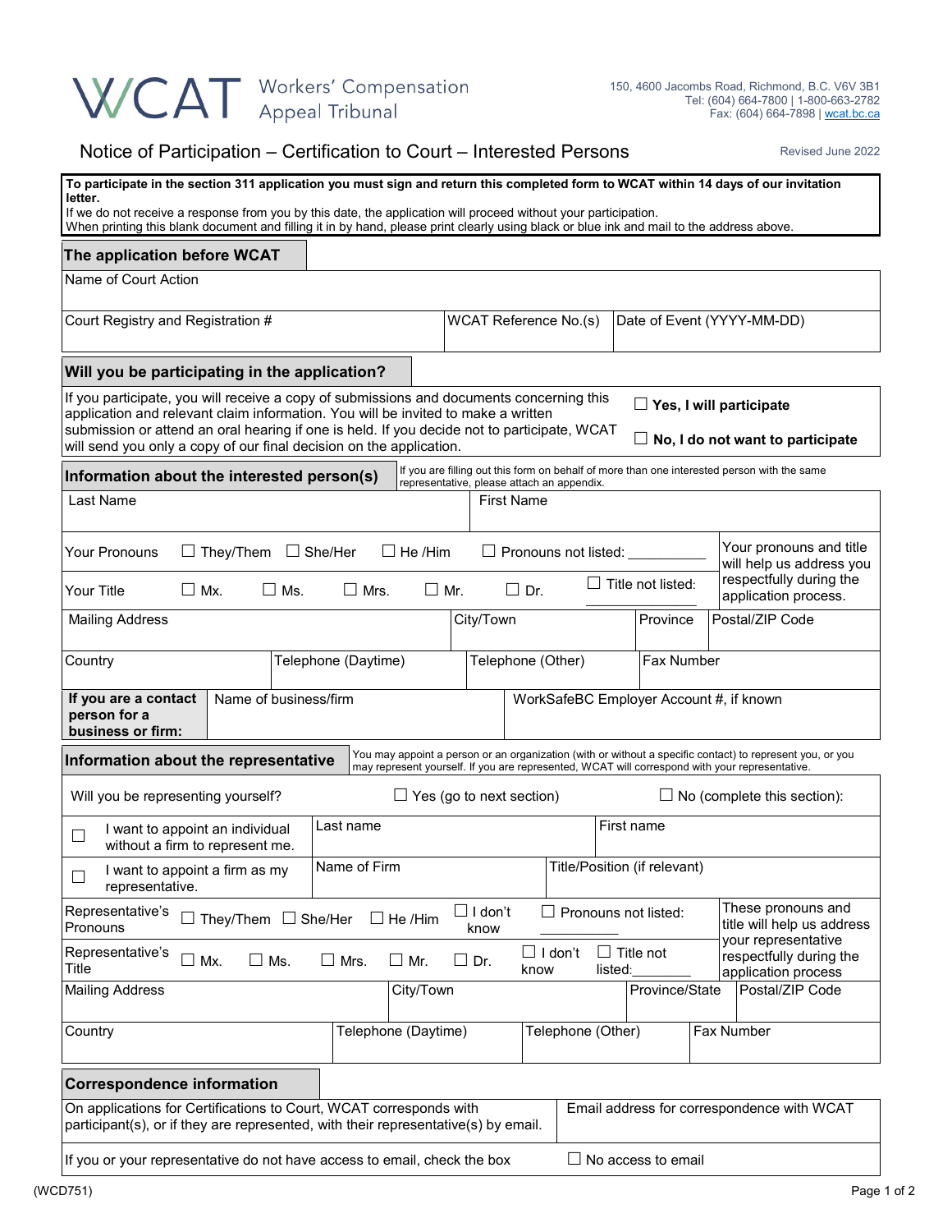WCAT Workers' Compensation Appeal Tribunal

150, 4600 Jacombs Road, Richmond, B.C. V6V 3B1
Tel: (604) 664-7800 | 1-800-663-2782
Fax: (604) 664-7898 | wcat.bc.ca

# Notice of Participation – Certification to Court – Interested Persons

Revised June 2022

**To participate in the section 311 application you must sign and return this completed form to WCAT within 14 days of our invitation letter.**
If we do not receive a response from you by this date, the application will proceed without your participation.
When printing this blank document and filling it in by hand, please print clearly using black or blue ink and mail to the address above.

## The application before WCAT

| Name of Court Action | | |
|---|---|---|
| Court Registry and Registration # | WCAT Reference No.(s) | Date of Event (YYYY-MM-DD) |

## Will you be participating in the application?

If you participate, you will receive a copy of submissions and documents concerning this application and relevant claim information. You will be invited to make a written submission or attend an oral hearing if one is held. If you decide not to participate, WCAT will send you only a copy of our final decision on the application.

☐ **Yes, I will participate**

☐ **No, I do not want to participate**

## Information about the interested person(s)

If you are filling out this form on behalf of more than one interested person with the same representative, please attach an appendix.

| Last Name | First Name |
|---|---|

Your Pronouns ☐ They/Them ☐ She/Her ☐ He /Him ☐ Pronouns not listed: ___________

Your Title ☐ Mx. ☐ Ms. ☐ Mrs. ☐ Mr. ☐ Dr. ☐ Title not listed: ___________

Your pronouns and title will help us address you respectfully during the application process.

| Mailing Address | City/Town | Province | Postal/ZIP Code |
|---|---|---|---|
| Country | Telephone (Daytime) | Telephone (Other) | Fax Number |

| **If you are a contact person for a business or firm:** | Name of business/firm | WorkSafeBC Employer Account #, if known |
|---|---|---|

## Information about the representative

You may appoint a person or an organization (with or without a specific contact) to represent you, or you may represent yourself. If you are represented, WCAT will correspond with your representative.

Will you be representing yourself? ☐ Yes (go to next section) ☐ No (complete this section):

| ☐ I want to appoint an individual without a firm to represent me. | Last name | First name |
|---|---|---|
| ☐ I want to appoint a firm as my representative. | Name of Firm | Title/Position (if relevant) |

Representative's Pronouns ☐ They/Them ☐ She/Her ☐ He /Him ☐ I don't know ☐ Pronouns not listed: ___________

Representative's Title ☐ Mx. ☐ Ms. ☐ Mrs. ☐ Mr. ☐ Dr. ☐ I don't know ☐ Title not listed: ___________

These pronouns and title will help us address your representative respectfully during the application process

| Mailing Address | City/Town | Province/State | Postal/ZIP Code |
|---|---|---|---|
| Country | Telephone (Daytime) | Telephone (Other) | Fax Number |

## Correspondence information

| On applications for Certifications to Court, WCAT corresponds with participant(s), or if they are represented, with their representative(s) by email. | Email address for correspondence with WCAT |
|---|---|
| If you or your representative do not have access to email, check the box | ☐ No access to email |

(WCD751)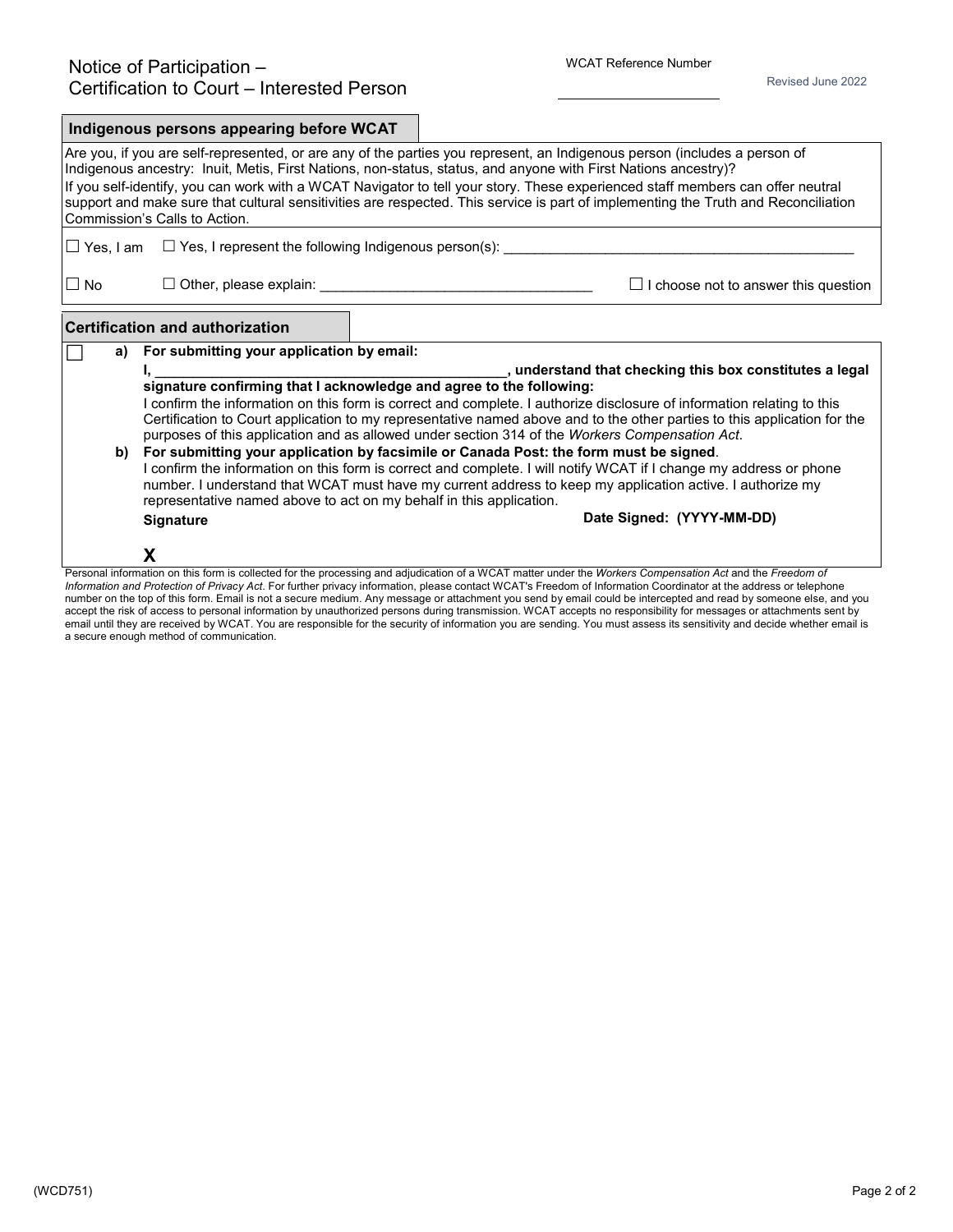Notice of Participation –
Certification to Court – Interested Person

WCAT Reference Number

______________________

Revised June 2022

## Indigenous persons appearing before WCAT

Are you, if you are self-represented, or are any of the parties you represent, an Indigenous person (includes a person of Indigenous ancestry: Inuit, Metis, First Nations, non-status, status, and anyone with First Nations ancestry)?

If you self-identify, you can work with a WCAT Navigator to tell your story. These experienced staff members can offer neutral support and make sure that cultural sensitivities are respected. This service is part of implementing the Truth and Reconciliation Commission's Calls to Action.

☐ Yes, I am ☐ Yes, I represent the following Indigenous person(s): ______________________________________________

☐ No ☐ Other, please explain: __________________________________ ☐ I choose not to answer this question

## Certification and authorization

☐ **a) For submitting your application by email:**

**I, ______________________________________________, understand that checking this box constitutes a legal signature confirming that I acknowledge and agree to the following:**

I confirm the information on this form is correct and complete. I authorize disclosure of information relating to this Certification to Court application to my representative named above and to the other parties to this application for the purposes of this application and as allowed under section 314 of the *Workers Compensation Act*.

**b) For submitting your application by facsimile or Canada Post: the form must be signed**.

I confirm the information on this form is correct and complete. I will notify WCAT if I change my address or phone number. I understand that WCAT must have my current address to keep my application active. I authorize my representative named above to act on my behalf in this application.

**Signature** **Date Signed: (YYYY-MM-DD)**

**X**

Personal information on this form is collected for the processing and adjudication of a WCAT matter under the *Workers Compensation Act* and the *Freedom of Information and Protection of Privacy Act*. For further privacy information, please contact WCAT's Freedom of Information Coordinator at the address or telephone number on the top of this form. Email is not a secure medium. Any message or attachment you send by email could be intercepted and read by someone else, and you accept the risk of access to personal information by unauthorized persons during transmission. WCAT accepts no responsibility for messages or attachments sent by email until they are received by WCAT. You are responsible for the security of information you are sending. You must assess its sensitivity and decide whether email is a secure enough method of communication.

(WCD751)